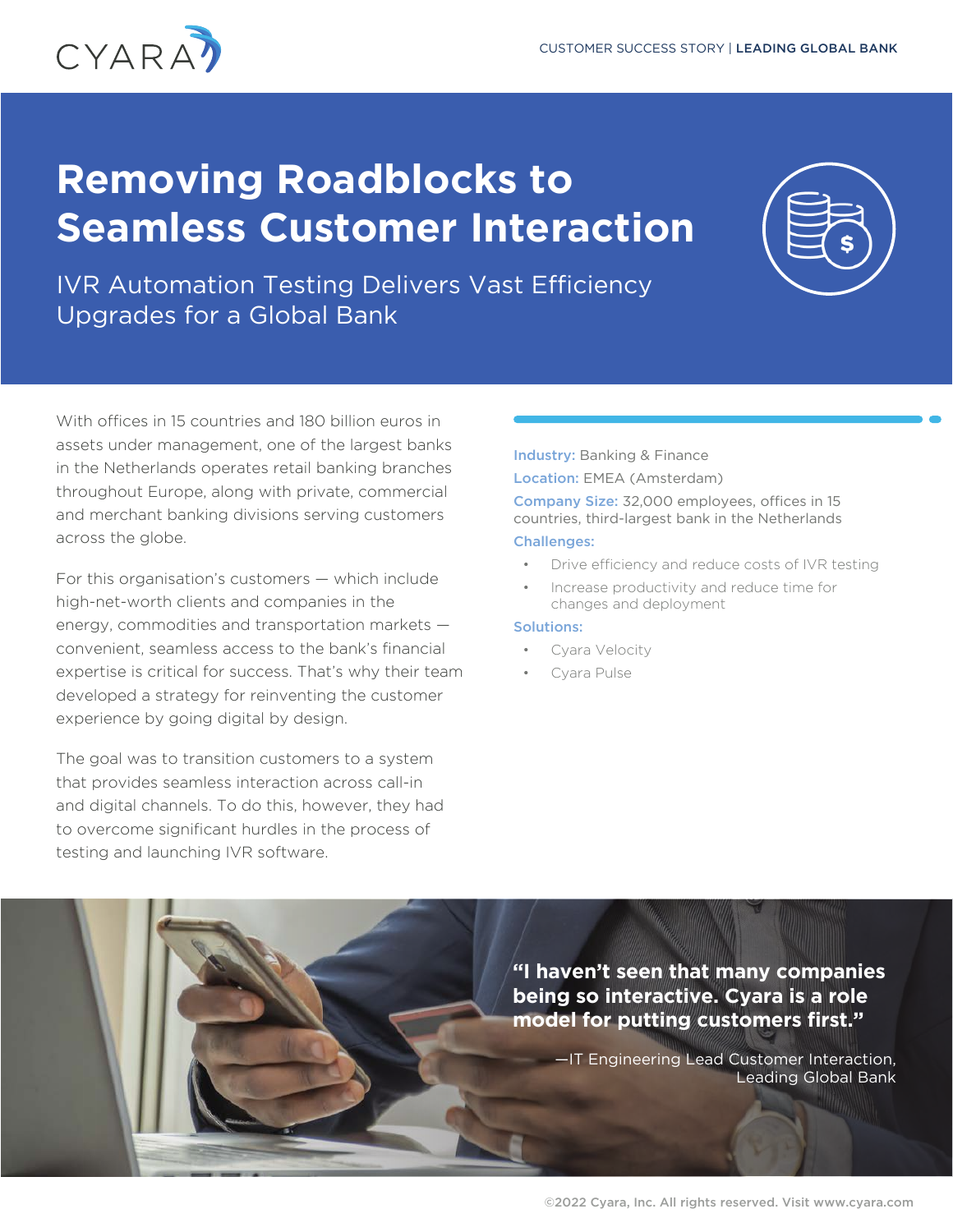CUSTOMER SUCCESS STORY | **LEADING GLOBAL BANK**

# Removing Roadblocks to Seamless Customer Interaction

## IVR Automation Testing Delivers Vast Efficiency Upgrades for a Global Bank

With offices in 15 countries and 180 billion euros in assets under management, one of the largest banks in the Netherlands operates retail banking branches throughout Europe, along with private, commercial and merchant banking divisions serving customers across the globe.

For this organisation's customers — which include high-net-worth clients and companies in the energy, commodities and transportation markets — convenient, seamless access to the bank's financial expertise is critical for success. That's why their team developed a strategy for reinventing the customer experience by going digital by design.

The goal was to transition customers to a system that provides seamless interaction across call-in and digital channels. To do this, however, they had to overcome significant hurdles in the process of testing and launching IVR software.

**Industry:** Banking & Finance

**Location:** EMEA (Amsterdam)

**Company Size:** 32,000 employees, offices in 15 countries, third-largest bank in the Netherlands

**Challenges:**

- Drive efficiency and reduce costs of IVR testing
- Increase productivity and reduce time for changes and deployment

**Solutions:**

- Cyara Velocity
- Cyara Pulse

**"I haven't seen that many companies being so interactive. Cyara is a role model for putting customers first."**

—IT Engineering Lead Customer Interaction, Leading Global Bank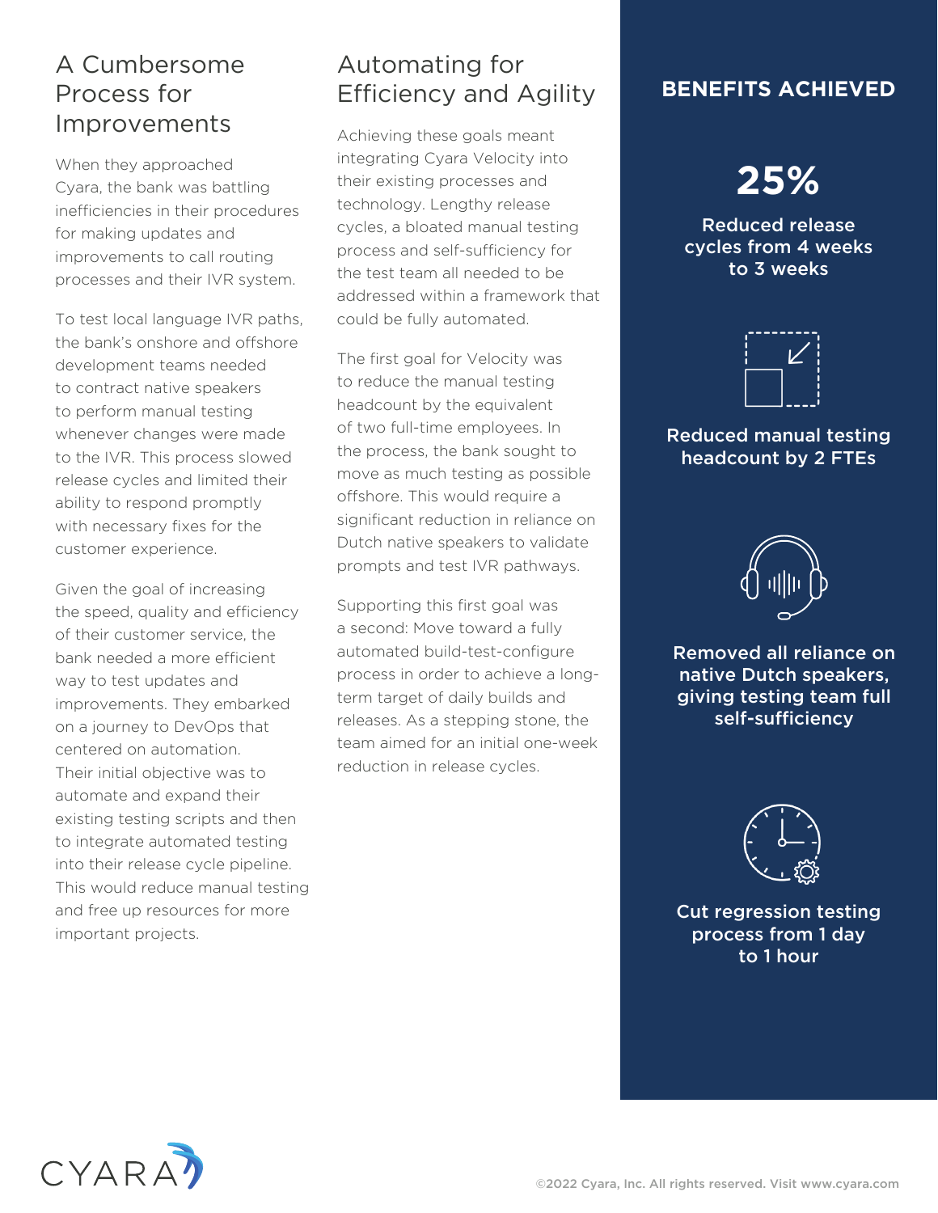## A Cumbersome Process for Improvements

When they approached Cyara, the bank was battling inefficiencies in their procedures for making updates and improvements to call routing processes and their IVR system.

To test local language IVR paths, the bank's onshore and offshore development teams needed to contract native speakers to perform manual testing whenever changes were made to the IVR. This process slowed release cycles and limited their ability to respond promptly with necessary fixes for the customer experience.

Given the goal of increasing the speed, quality and efficiency of their customer service, the bank needed a more efficient way to test updates and improvements. They embarked on a journey to DevOps that centered on automation. Their initial objective was to automate and expand their existing testing scripts and then to integrate automated testing into their release cycle pipeline. This would reduce manual testing and free up resources for more important projects.

## Automating for Efficiency and Agility

Achieving these goals meant integrating Cyara Velocity into their existing processes and technology. Lengthy release cycles, a bloated manual testing process and self-sufficiency for the test team all needed to be addressed within a framework that could be fully automated.

The first goal for Velocity was to reduce the manual testing headcount by the equivalent of two full-time employees. In the process, the bank sought to move as much testing as possible offshore. This would require a significant reduction in reliance on Dutch native speakers to validate prompts and test IVR pathways.

Supporting this first goal was a second: Move toward a fully automated build-test-configure process in order to achieve a long-term target of daily builds and releases. As a stepping stone, the team aimed for an initial one-week reduction in release cycles.

## BENEFITS ACHIEVED

**25%**

**Reduced release cycles from 4 weeks to 3 weeks**

**Reduced manual testing headcount by 2 FTEs**

**Removed all reliance on native Dutch speakers, giving testing team full self-sufficiency**

**Cut regression testing process from 1 day to 1 hour**

©2022 Cyara, Inc. All rights reserved. Visit www.cyara.com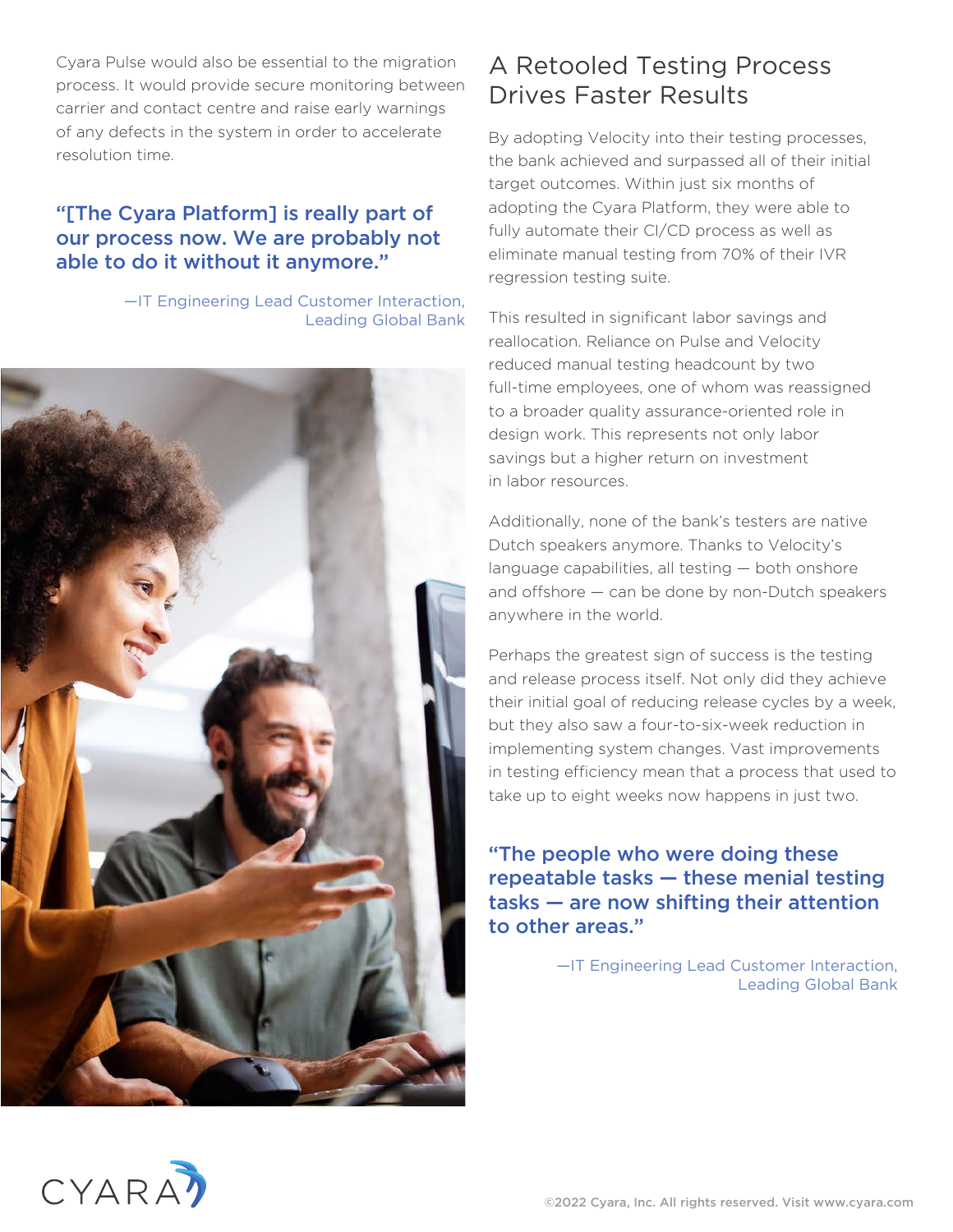Cyara Pulse would also be essential to the migration process. It would provide secure monitoring between carrier and contact centre and raise early warnings of any defects in the system in order to accelerate resolution time.

**"[The Cyara Platform] is really part of our process now. We are probably not able to do it without it anymore."**

—IT Engineering Lead Customer Interaction, Leading Global Bank

## A Retooled Testing Process Drives Faster Results

By adopting Velocity into their testing processes, the bank achieved and surpassed all of their initial target outcomes. Within just six months of adopting the Cyara Platform, they were able to fully automate their CI/CD process as well as eliminate manual testing from 70% of their IVR regression testing suite.

This resulted in significant labor savings and reallocation. Reliance on Pulse and Velocity reduced manual testing headcount by two full-time employees, one of whom was reassigned to a broader quality assurance-oriented role in design work. This represents not only labor savings but a higher return on investment in labor resources.

Additionally, none of the bank's testers are native Dutch speakers anymore. Thanks to Velocity's language capabilities, all testing — both onshore and offshore — can be done by non-Dutch speakers anywhere in the world.

Perhaps the greatest sign of success is the testing and release process itself. Not only did they achieve their initial goal of reducing release cycles by a week, but they also saw a four-to-six-week reduction in implementing system changes. Vast improvements in testing efficiency mean that a process that used to take up to eight weeks now happens in just two.

**"The people who were doing these repeatable tasks — these menial testing tasks — are now shifting their attention to other areas."**

—IT Engineering Lead Customer Interaction, Leading Global Bank

©2022 Cyara, Inc. All rights reserved. Visit www.cyara.com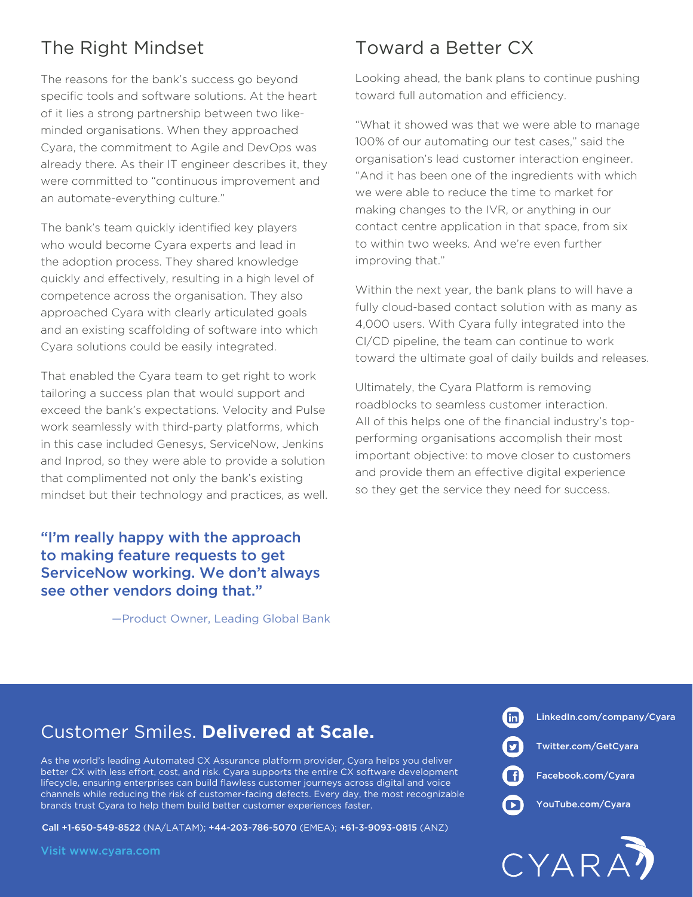## The Right Mindset

The reasons for the bank's success go beyond specific tools and software solutions. At the heart of it lies a strong partnership between two like-minded organisations. When they approached Cyara, the commitment to Agile and DevOps was already there. As their IT engineer describes it, they were committed to "continuous improvement and an automate-everything culture."

The bank's team quickly identified key players who would become Cyara experts and lead in the adoption process. They shared knowledge quickly and effectively, resulting in a high level of competence across the organisation. They also approached Cyara with clearly articulated goals and an existing scaffolding of software into which Cyara solutions could be easily integrated.

That enabled the Cyara team to get right to work tailoring a success plan that would support and exceed the bank's expectations. Velocity and Pulse work seamlessly with third-party platforms, which in this case included Genesys, ServiceNow, Jenkins and Inprod, so they were able to provide a solution that complimented not only the bank's existing mindset but their technology and practices, as well.

> **"I'm really happy with the approach to making feature requests to get ServiceNow working. We don't always see other vendors doing that."**
>
> —Product Owner, Leading Global Bank

## Toward a Better CX

Looking ahead, the bank plans to continue pushing toward full automation and efficiency.

"What it showed was that we were able to manage 100% of our automating our test cases," said the organisation's lead customer interaction engineer. "And it has been one of the ingredients with which we were able to reduce the time to market for making changes to the IVR, or anything in our contact centre application in that space, from six to within two weeks. And we're even further improving that."

Within the next year, the bank plans to will have a fully cloud-based contact solution with as many as 4,000 users. With Cyara fully integrated into the CI/CD pipeline, the team can continue to work toward the ultimate goal of daily builds and releases.

Ultimately, the Cyara Platform is removing roadblocks to seamless customer interaction. All of this helps one of the financial industry's top-performing organisations accomplish their most important objective: to move closer to customers and provide them an effective digital experience so they get the service they need for success.

## Customer Smiles. **Delivered at Scale.**

As the world's leading Automated CX Assurance platform provider, Cyara helps you deliver better CX with less effort, cost, and risk. Cyara supports the entire CX software development lifecycle, ensuring enterprises can build flawless customer journeys across digital and voice channels while reducing the risk of customer-facing defects. Every day, the most recognizable brands trust Cyara to help them build better customer experiences faster.

Call **+1-650-549-8522** (NA/LATAM); **+44-203-786-5070** (EMEA); **+61-3-9093-0815** (ANZ)

Visit **www.cyara.com**

LinkedIn.com/company/Cyara

Twitter.com/GetCyara

Facebook.com/Cyara

YouTube.com/Cyara

CYARA